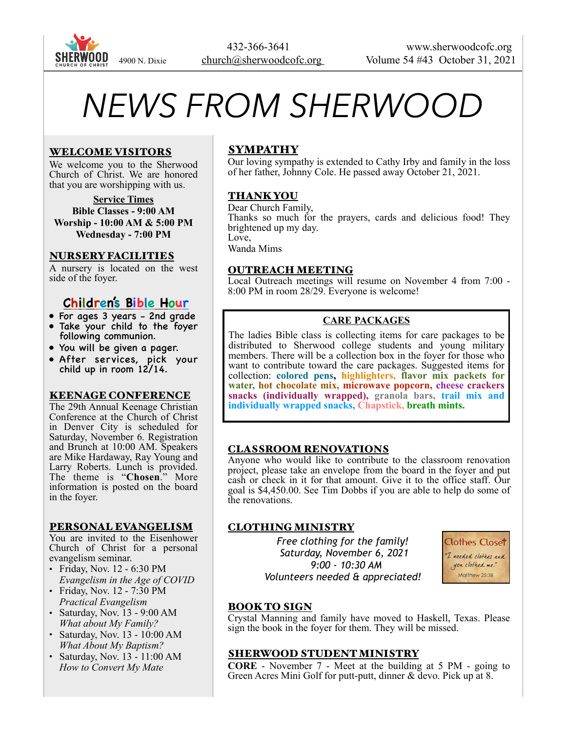SHERWOOD CHURCH OF CHRIST 4900 N. Dixie

432-366-3641
church@sherwoodcofc.org

www.sherwoodcofc.org
Volume 54 #43 October 31, 2021

# NEWS FROM SHERWOOD

## WELCOME VISITORS

We welcome you to the Sherwood Church of Christ. We are honored that you are worshipping with us.

**Service Times**
**Bible Classes - 9:00 AM**
**Worship - 10:00 AM & 5:00 PM**
**Wednesday - 7:00 PM**

## NURSERY FACILITIES

A nursery is located on the west side of the foyer.

## Children's Bible Hour

- For ages 3 years - 2nd grade
- Take your child to the foyer following communion.
- You will be given a pager.
- After services, pick your child up in room 12/14.

## KEENAGE CONFERENCE

The 29th Annual Keenage Christian Conference at the Church of Christ in Denver City is scheduled for Saturday, November 6. Registration and Brunch at 10:00 AM. Speakers are Mike Hardaway, Ray Young and Larry Roberts. Lunch is provided. The theme is "**Chosen**." More information is posted on the board in the foyer.

## PERSONAL EVANGELISM

You are invited to the Eisenhower Church of Christ for a personal evangelism seminar.

- Friday, Nov. 12 - 6:30 PM
  *Evangelism in the Age of COVID*
- Friday, Nov. 12 - 7:30 PM
  *Practical Evangelism*
- Saturday, Nov. 13 - 9:00 AM
  *What about My Family?*
- Saturday, Nov. 13 - 10:00 AM
  *What About My Baptism?*
- Saturday, Nov. 13 - 11:00 AM
  *How to Convert My Mate*

## SYMPATHY

Our loving sympathy is extended to Cathy Irby and family in the loss of her father, Johnny Cole. He passed away October 21, 2021.

## THANK YOU

Dear Church Family,
Thanks so much for the prayers, cards and delicious food! They brightened up my day.
Love,
Wanda Mims

## OUTREACH MEETING

Local Outreach meetings will resume on November 4 from 7:00 - 8:00 PM in room 28/29. Everyone is welcome!

## CARE PACKAGES

The ladies Bible class is collecting items for care packages to be distributed to Sherwood college students and young military members. There will be a collection box in the foyer for those who want to contribute toward the care packages. Suggested items for collection: **colored pens, highlighters, flavor mix packets for water, hot chocolate mix, microwave popcorn, cheese crackers snacks (individually wrapped), granola bars, trail mix and individually wrapped snacks, Chapstick, breath mints.**

## CLASSROOM RENOVATIONS

Anyone who would like to contribute to the classroom renovation project, please take an envelope from the board in the foyer and put cash or check in it for that amount. Give it to the office staff. Our goal is $4,450.00. See Tim Dobbs if you are able to help do some of the renovations.

## CLOTHING MINISTRY

*Free clothing for the family!*
*Saturday, November 6, 2021*
*9:00 - 10:30 AM*
*Volunteers needed & appreciated!*

Clothes Closet
"I needed clothes and you clothed me."
Matthew 25:38

## BOOK TO SIGN

Crystal Manning and family have moved to Haskell, Texas. Please sign the book in the foyer for them. They will be missed.

## SHERWOOD STUDENT MINISTRY

**CORE** - November 7 - Meet at the building at 5 PM - going to Green Acres Mini Golf for putt-putt, dinner & devo. Pick up at 8.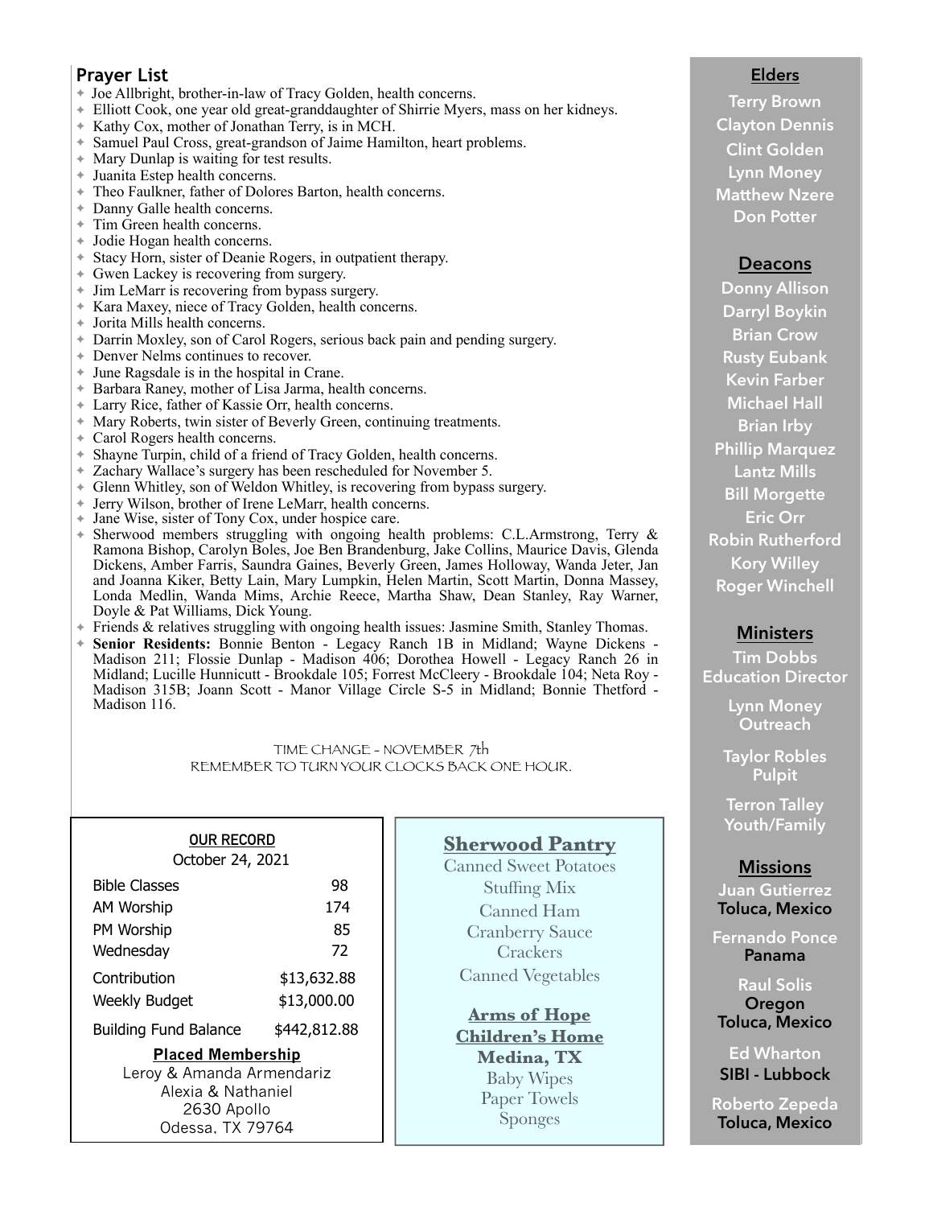## Prayer List

- Joe Allbright, brother-in-law of Tracy Golden, health concerns.
- Elliott Cook, one year old great-granddaughter of Shirrie Myers, mass on her kidneys.
- Kathy Cox, mother of Jonathan Terry, is in MCH.
- Samuel Paul Cross, great-grandson of Jaime Hamilton, heart problems.
- Mary Dunlap is waiting for test results.
- Juanita Estep health concerns.
- Theo Faulkner, father of Dolores Barton, health concerns.
- Danny Galle health concerns.
- Tim Green health concerns.
- Jodie Hogan health concerns.
- Stacy Horn, sister of Deanie Rogers, in outpatient therapy.
- Gwen Lackey is recovering from surgery.
- Jim LeMarr is recovering from bypass surgery.
- Kara Maxey, niece of Tracy Golden, health concerns.
- Jorita Mills health concerns.
- Darrin Moxley, son of Carol Rogers, serious back pain and pending surgery.
- Denver Nelms continues to recover.
- June Ragsdale is in the hospital in Crane.
- Barbara Raney, mother of Lisa Jarma, health concerns.
- Larry Rice, father of Kassie Orr, health concerns.
- Mary Roberts, twin sister of Beverly Green, continuing treatments.
- Carol Rogers health concerns.
- Shayne Turpin, child of a friend of Tracy Golden, health concerns.
- Zachary Wallace's surgery has been rescheduled for November 5.
- Glenn Whitley, son of Weldon Whitley, is recovering from bypass surgery.
- Jerry Wilson, brother of Irene LeMarr, health concerns.
- Jane Wise, sister of Tony Cox, under hospice care.
- Sherwood members struggling with ongoing health problems: C.L.Armstrong, Terry & Ramona Bishop, Carolyn Boles, Joe Ben Brandenburg, Jake Collins, Maurice Davis, Glenda Dickens, Amber Farris, Saundra Gaines, Beverly Green, James Holloway, Wanda Jeter, Jan and Joanna Kiker, Betty Lain, Mary Lumpkin, Helen Martin, Scott Martin, Donna Massey, Londa Medlin, Wanda Mims, Archie Reece, Martha Shaw, Dean Stanley, Ray Warner, Doyle & Pat Williams, Dick Young.
- Friends & relatives struggling with ongoing health issues: Jasmine Smith, Stanley Thomas.
- **Senior Residents:** Bonnie Benton - Legacy Ranch 1B in Midland; Wayne Dickens - Madison 211; Flossie Dunlap - Madison 406; Dorothea Howell - Legacy Ranch 26 in Midland; Lucille Hunnicutt - Brookdale 105; Forrest McCleery - Brookdale 104; Neta Roy - Madison 315B; Joann Scott - Manor Village Circle S-5 in Midland; Bonnie Thetford - Madison 116.

TIME CHANGE - NOVEMBER 7th
REMEMBER TO TURN YOUR CLOCKS BACK ONE HOUR.

**OUR RECORD**
October 24, 2021

| | |
|---|---|
| Bible Classes | 98 |
| AM Worship | 174 |
| PM Worship | 85 |
| Wednesday | 72 |
| Contribution | $13,632.88 |
| Weekly Budget | $13,000.00 |
| Building Fund Balance | $442,812.88 |

**Placed Membership**
Leroy & Amanda Armendariz
Alexia & Nathaniel
2630 Apollo
Odessa, TX 79764

**Sherwood Pantry**
Canned Sweet Potatoes
Stuffing Mix
Canned Ham
Cranberry Sauce
Crackers
Canned Vegetables

**Arms of Hope Children's Home**
**Medina, TX**
Baby Wipes
Paper Towels
Sponges

### Elders
Terry Brown
Clayton Dennis
Clint Golden
Lynn Money
Matthew Nzere
Don Potter

### Deacons
Donny Allison
Darryl Boykin
Brian Crow
Rusty Eubank
Kevin Farber
Michael Hall
Brian Irby
Phillip Marquez
Lantz Mills
Bill Morgette
Eric Orr
Robin Rutherford
Kory Willey
Roger Winchell

### Ministers
Tim Dobbs
Education Director

Lynn Money
Outreach

Taylor Robles
Pulpit

Terron Talley
Youth/Family

### Missions
Juan Gutierrez
**Toluca, Mexico**

Fernando Ponce
**Panama**

Raul Solis
**Oregon**
**Toluca, Mexico**

Ed Wharton
**SIBI - Lubbock**

Roberto Zepeda
**Toluca, Mexico**